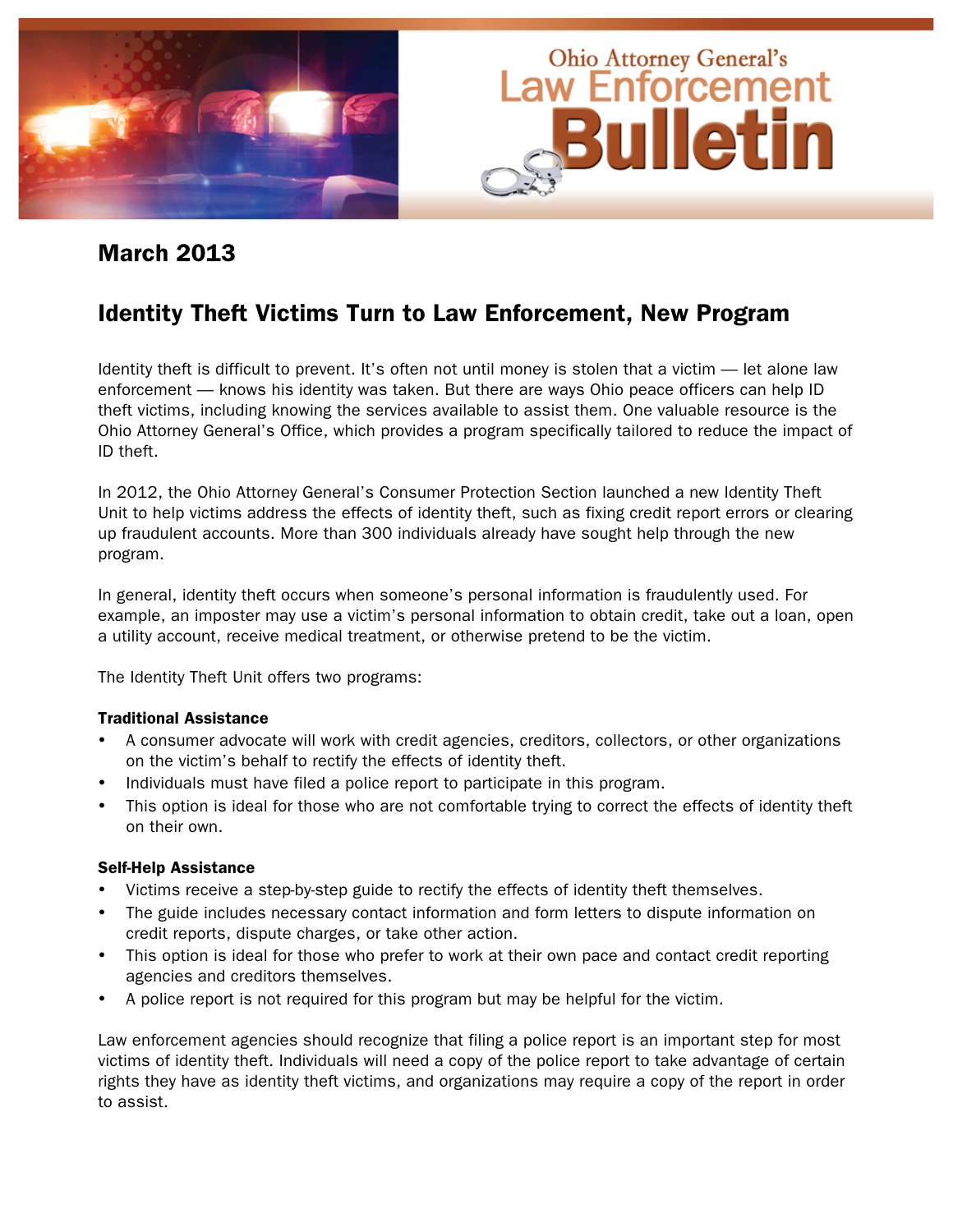# Ohio Attorney General's Law Enforcement Bulletin

## March 2013

## Identity Theft Victims Turn to Law Enforcement, New Program

Identity theft is difficult to prevent. It's often not until money is stolen that a victim — let alone law enforcement — knows his identity was taken. But there are ways Ohio peace officers can help ID theft victims, including knowing the services available to assist them. One valuable resource is the Ohio Attorney General's Office, which provides a program specifically tailored to reduce the impact of ID theft.

In 2012, the Ohio Attorney General's Consumer Protection Section launched a new Identity Theft Unit to help victims address the effects of identity theft, such as fixing credit report errors or clearing up fraudulent accounts. More than 300 individuals already have sought help through the new program.

In general, identity theft occurs when someone's personal information is fraudulently used. For example, an imposter may use a victim's personal information to obtain credit, take out a loan, open a utility account, receive medical treatment, or otherwise pretend to be the victim.

The Identity Theft Unit offers two programs:

**Traditional Assistance**

- A consumer advocate will work with credit agencies, creditors, collectors, or other organizations on the victim's behalf to rectify the effects of identity theft.
- Individuals must have filed a police report to participate in this program.
- This option is ideal for those who are not comfortable trying to correct the effects of identity theft on their own.

**Self-Help Assistance**

- Victims receive a step-by-step guide to rectify the effects of identity theft themselves.
- The guide includes necessary contact information and form letters to dispute information on credit reports, dispute charges, or take other action.
- This option is ideal for those who prefer to work at their own pace and contact credit reporting agencies and creditors themselves.
- A police report is not required for this program but may be helpful for the victim.

Law enforcement agencies should recognize that filing a police report is an important step for most victims of identity theft. Individuals will need a copy of the police report to take advantage of certain rights they have as identity theft victims, and organizations may require a copy of the report in order to assist.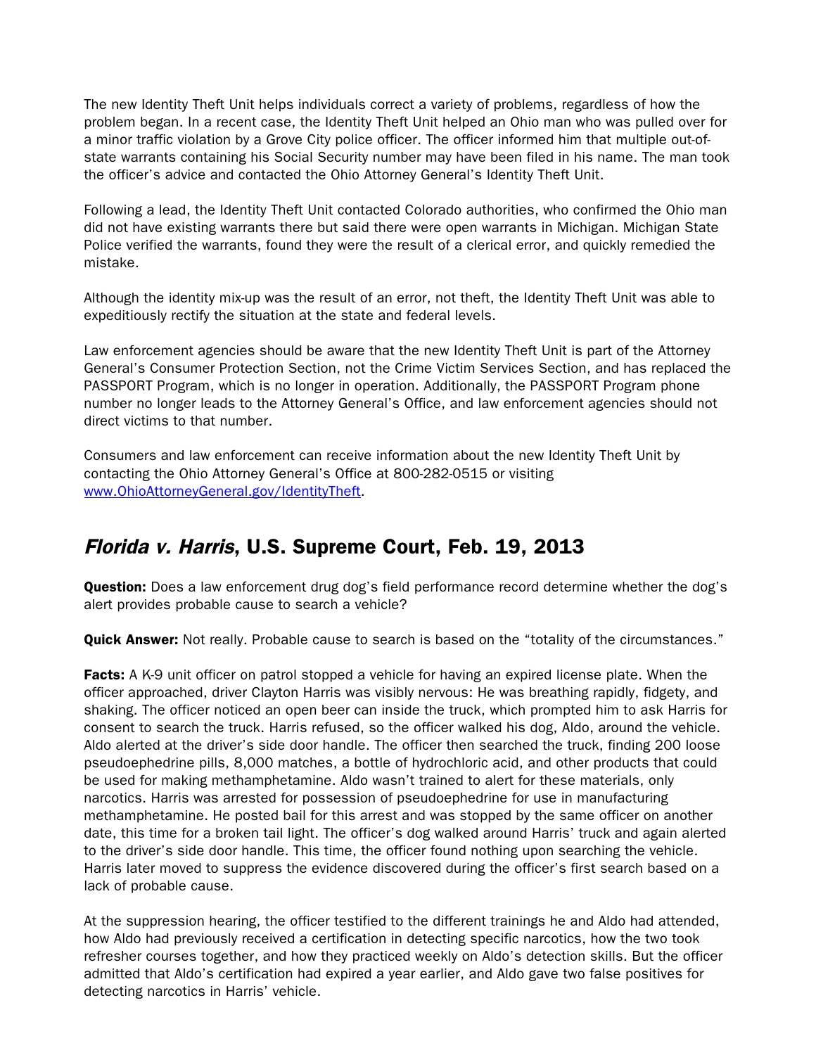The new Identity Theft Unit helps individuals correct a variety of problems, regardless of how the problem began. In a recent case, the Identity Theft Unit helped an Ohio man who was pulled over for a minor traffic violation by a Grove City police officer. The officer informed him that multiple out-of-state warrants containing his Social Security number may have been filed in his name. The man took the officer's advice and contacted the Ohio Attorney General's Identity Theft Unit.

Following a lead, the Identity Theft Unit contacted Colorado authorities, who confirmed the Ohio man did not have existing warrants there but said there were open warrants in Michigan. Michigan State Police verified the warrants, found they were the result of a clerical error, and quickly remedied the mistake.

Although the identity mix-up was the result of an error, not theft, the Identity Theft Unit was able to expeditiously rectify the situation at the state and federal levels.

Law enforcement agencies should be aware that the new Identity Theft Unit is part of the Attorney General's Consumer Protection Section, not the Crime Victim Services Section, and has replaced the PASSPORT Program, which is no longer in operation. Additionally, the PASSPORT Program phone number no longer leads to the Attorney General's Office, and law enforcement agencies should not direct victims to that number.

Consumers and law enforcement can receive information about the new Identity Theft Unit by contacting the Ohio Attorney General's Office at 800-282-0515 or visiting [www.OhioAttorneyGeneral.gov/IdentityTheft](http://www.OhioAttorneyGeneral.gov/IdentityTheft).

## *Florida v. Harris*, U.S. Supreme Court, Feb. 19, 2013

**Question:** Does a law enforcement drug dog's field performance record determine whether the dog's alert provides probable cause to search a vehicle?

**Quick Answer:** Not really. Probable cause to search is based on the "totality of the circumstances."

**Facts:** A K-9 unit officer on patrol stopped a vehicle for having an expired license plate. When the officer approached, driver Clayton Harris was visibly nervous: He was breathing rapidly, fidgety, and shaking. The officer noticed an open beer can inside the truck, which prompted him to ask Harris for consent to search the truck. Harris refused, so the officer walked his dog, Aldo, around the vehicle. Aldo alerted at the driver's side door handle. The officer then searched the truck, finding 200 loose pseudoephedrine pills, 8,000 matches, a bottle of hydrochloric acid, and other products that could be used for making methamphetamine. Aldo wasn't trained to alert for these materials, only narcotics. Harris was arrested for possession of pseudoephedrine for use in manufacturing methamphetamine. He posted bail for this arrest and was stopped by the same officer on another date, this time for a broken tail light. The officer's dog walked around Harris' truck and again alerted to the driver's side door handle. This time, the officer found nothing upon searching the vehicle. Harris later moved to suppress the evidence discovered during the officer's first search based on a lack of probable cause.

At the suppression hearing, the officer testified to the different trainings he and Aldo had attended, how Aldo had previously received a certification in detecting specific narcotics, how the two took refresher courses together, and how they practiced weekly on Aldo's detection skills. But the officer admitted that Aldo's certification had expired a year earlier, and Aldo gave two false positives for detecting narcotics in Harris' vehicle.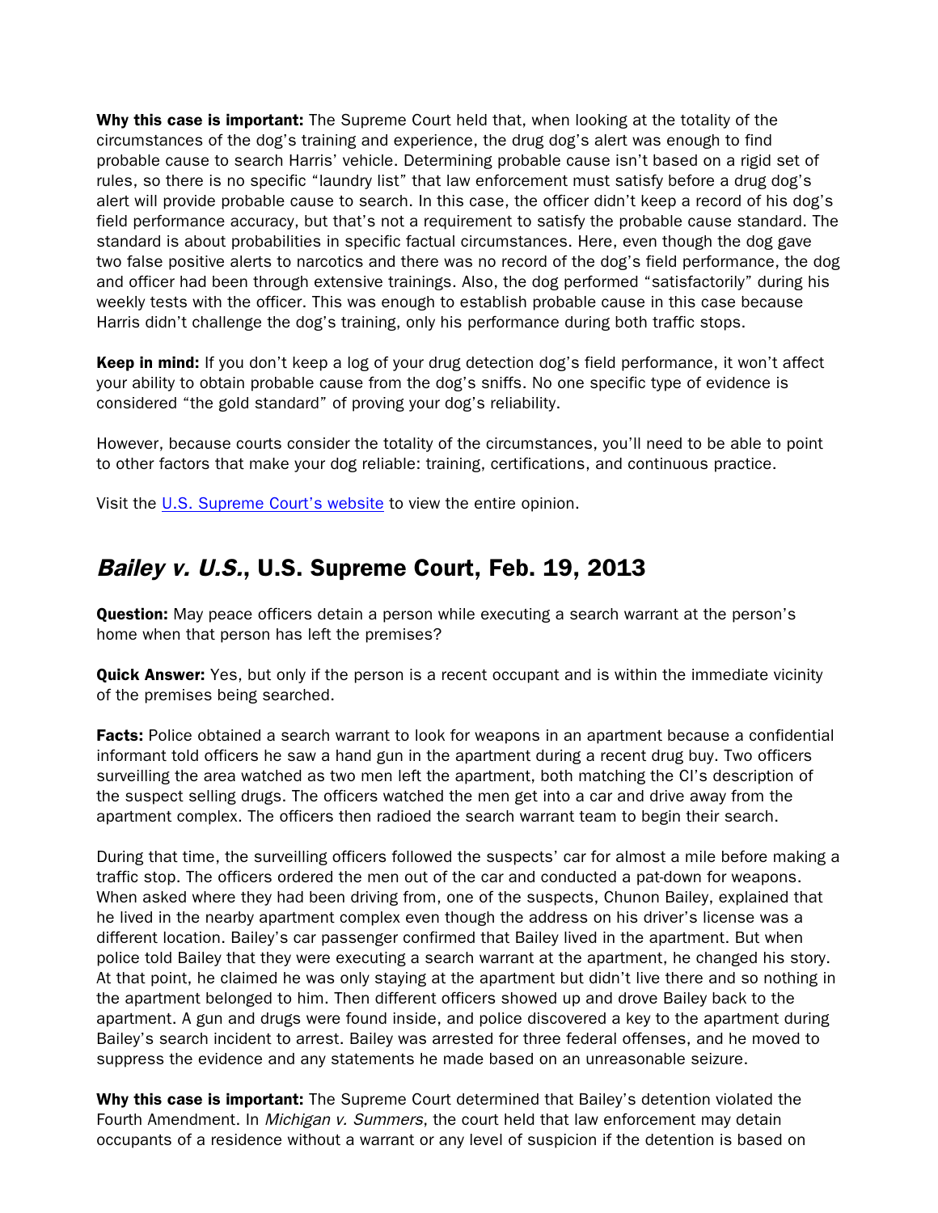**Why this case is important:** The Supreme Court held that, when looking at the totality of the circumstances of the dog's training and experience, the drug dog's alert was enough to find probable cause to search Harris' vehicle. Determining probable cause isn't based on a rigid set of rules, so there is no specific "laundry list" that law enforcement must satisfy before a drug dog's alert will provide probable cause to search. In this case, the officer didn't keep a record of his dog's field performance accuracy, but that's not a requirement to satisfy the probable cause standard. The standard is about probabilities in specific factual circumstances. Here, even though the dog gave two false positive alerts to narcotics and there was no record of the dog's field performance, the dog and officer had been through extensive trainings. Also, the dog performed "satisfactorily" during his weekly tests with the officer. This was enough to establish probable cause in this case because Harris didn't challenge the dog's training, only his performance during both traffic stops.

**Keep in mind:** If you don't keep a log of your drug detection dog's field performance, it won't affect your ability to obtain probable cause from the dog's sniffs. No one specific type of evidence is considered "the gold standard" of proving your dog's reliability.

However, because courts consider the totality of the circumstances, you'll need to be able to point to other factors that make your dog reliable: training, certifications, and continuous practice.

Visit the U.S. Supreme Court's website to view the entire opinion.

## *Bailey v. U.S.*, U.S. Supreme Court, Feb. 19, 2013

**Question:** May peace officers detain a person while executing a search warrant at the person's home when that person has left the premises?

**Quick Answer:** Yes, but only if the person is a recent occupant and is within the immediate vicinity of the premises being searched.

**Facts:** Police obtained a search warrant to look for weapons in an apartment because a confidential informant told officers he saw a hand gun in the apartment during a recent drug buy. Two officers surveilling the area watched as two men left the apartment, both matching the CI's description of the suspect selling drugs. The officers watched the men get into a car and drive away from the apartment complex. The officers then radioed the search warrant team to begin their search.

During that time, the surveilling officers followed the suspects' car for almost a mile before making a traffic stop. The officers ordered the men out of the car and conducted a pat-down for weapons. When asked where they had been driving from, one of the suspects, Chunon Bailey, explained that he lived in the nearby apartment complex even though the address on his driver's license was a different location. Bailey's car passenger confirmed that Bailey lived in the apartment. But when police told Bailey that they were executing a search warrant at the apartment, he changed his story. At that point, he claimed he was only staying at the apartment but didn't live there and so nothing in the apartment belonged to him. Then different officers showed up and drove Bailey back to the apartment. A gun and drugs were found inside, and police discovered a key to the apartment during Bailey's search incident to arrest. Bailey was arrested for three federal offenses, and he moved to suppress the evidence and any statements he made based on an unreasonable seizure.

**Why this case is important:** The Supreme Court determined that Bailey's detention violated the Fourth Amendment. In *Michigan v. Summers*, the court held that law enforcement may detain occupants of a residence without a warrant or any level of suspicion if the detention is based on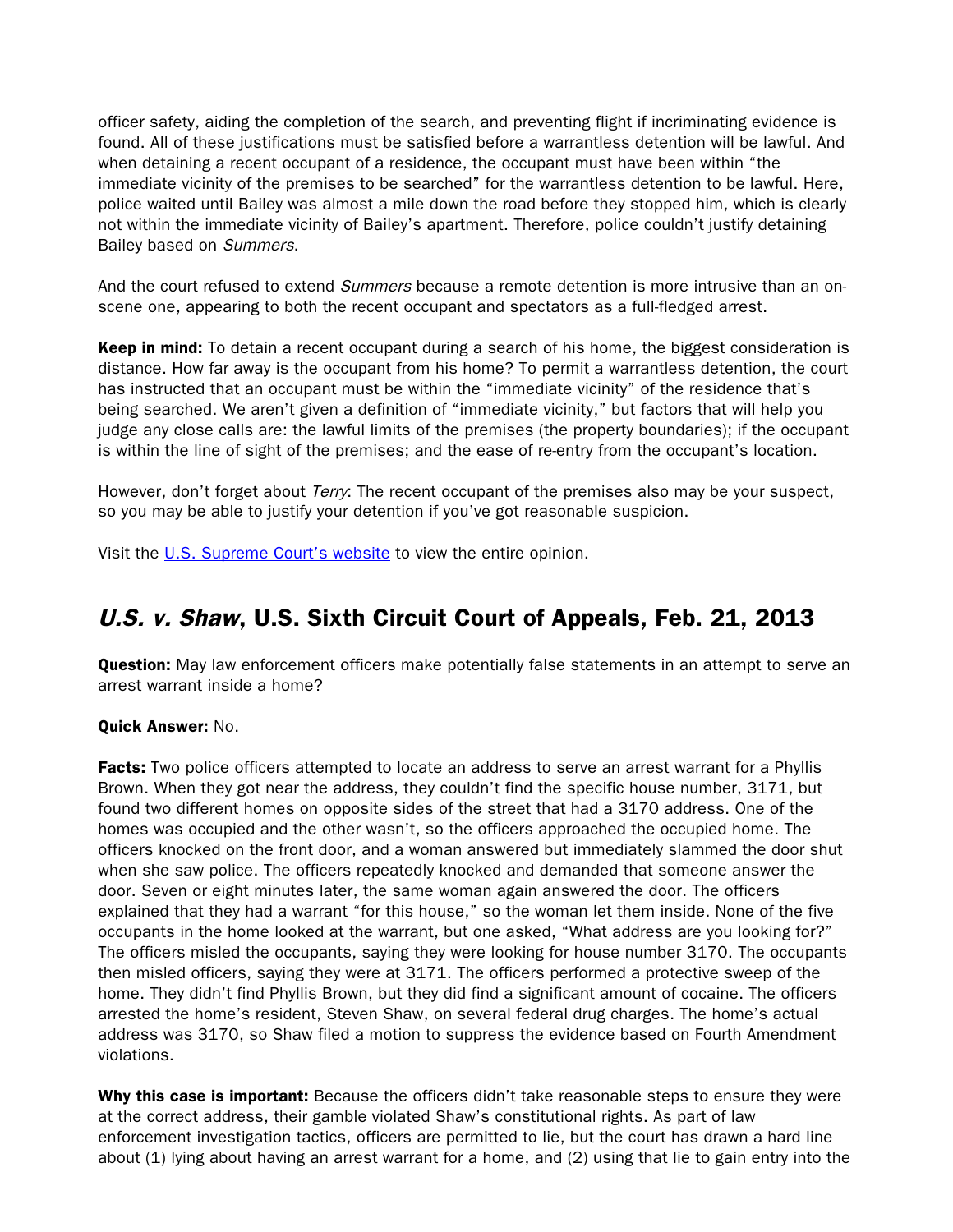officer safety, aiding the completion of the search, and preventing flight if incriminating evidence is found. All of these justifications must be satisfied before a warrantless detention will be lawful. And when detaining a recent occupant of a residence, the occupant must have been within "the immediate vicinity of the premises to be searched" for the warrantless detention to be lawful. Here, police waited until Bailey was almost a mile down the road before they stopped him, which is clearly not within the immediate vicinity of Bailey's apartment. Therefore, police couldn't justify detaining Bailey based on *Summers*.

And the court refused to extend *Summers* because a remote detention is more intrusive than an on-scene one, appearing to both the recent occupant and spectators as a full-fledged arrest.

**Keep in mind:** To detain a recent occupant during a search of his home, the biggest consideration is distance. How far away is the occupant from his home? To permit a warrantless detention, the court has instructed that an occupant must be within the "immediate vicinity" of the residence that's being searched. We aren't given a definition of "immediate vicinity," but factors that will help you judge any close calls are: the lawful limits of the premises (the property boundaries); if the occupant is within the line of sight of the premises; and the ease of re-entry from the occupant's location.

However, don't forget about *Terry*: The recent occupant of the premises also may be your suspect, so you may be able to justify your detention if you've got reasonable suspicion.

Visit the [U.S. Supreme Court's website]() to view the entire opinion.

## *U.S. v. Shaw*, U.S. Sixth Circuit Court of Appeals, Feb. 21, 2013

**Question:** May law enforcement officers make potentially false statements in an attempt to serve an arrest warrant inside a home?

**Quick Answer:** No.

**Facts:** Two police officers attempted to locate an address to serve an arrest warrant for a Phyllis Brown. When they got near the address, they couldn't find the specific house number, 3171, but found two different homes on opposite sides of the street that had a 3170 address. One of the homes was occupied and the other wasn't, so the officers approached the occupied home. The officers knocked on the front door, and a woman answered but immediately slammed the door shut when she saw police. The officers repeatedly knocked and demanded that someone answer the door. Seven or eight minutes later, the same woman again answered the door. The officers explained that they had a warrant "for this house," so the woman let them inside. None of the five occupants in the home looked at the warrant, but one asked, "What address are you looking for?" The officers misled the occupants, saying they were looking for house number 3170. The occupants then misled officers, saying they were at 3171. The officers performed a protective sweep of the home. They didn't find Phyllis Brown, but they did find a significant amount of cocaine. The officers arrested the home's resident, Steven Shaw, on several federal drug charges. The home's actual address was 3170, so Shaw filed a motion to suppress the evidence based on Fourth Amendment violations.

**Why this case is important:** Because the officers didn't take reasonable steps to ensure they were at the correct address, their gamble violated Shaw's constitutional rights. As part of law enforcement investigation tactics, officers are permitted to lie, but the court has drawn a hard line about (1) lying about having an arrest warrant for a home, and (2) using that lie to gain entry into the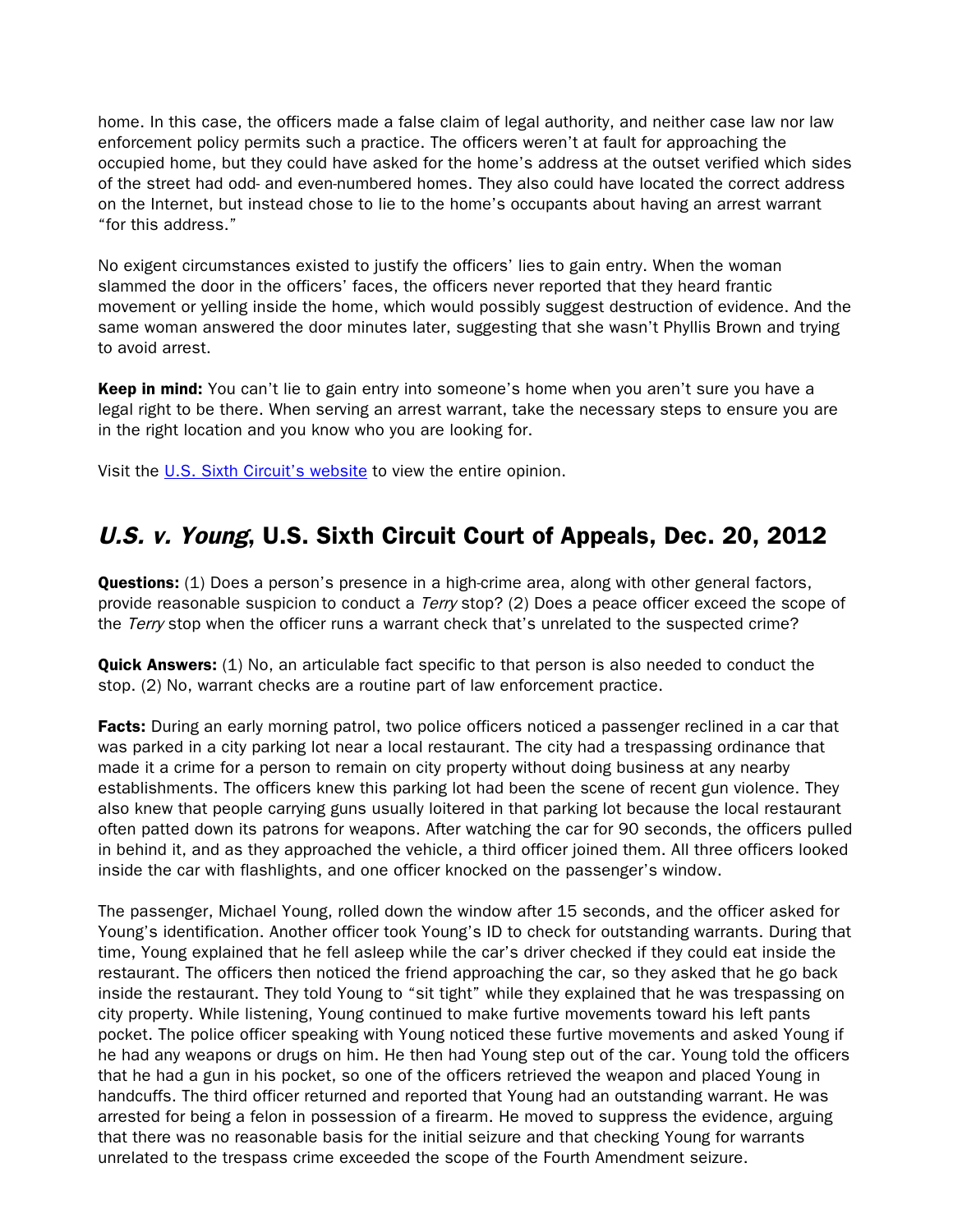home. In this case, the officers made a false claim of legal authority, and neither case law nor law enforcement policy permits such a practice. The officers weren't at fault for approaching the occupied home, but they could have asked for the home's address at the outset verified which sides of the street had odd- and even-numbered homes. They also could have located the correct address on the Internet, but instead chose to lie to the home's occupants about having an arrest warrant "for this address."

No exigent circumstances existed to justify the officers' lies to gain entry. When the woman slammed the door in the officers' faces, the officers never reported that they heard frantic movement or yelling inside the home, which would possibly suggest destruction of evidence. And the same woman answered the door minutes later, suggesting that she wasn't Phyllis Brown and trying to avoid arrest.

**Keep in mind:** You can't lie to gain entry into someone's home when you aren't sure you have a legal right to be there. When serving an arrest warrant, take the necessary steps to ensure you are in the right location and you know who you are looking for.

Visit the [U.S. Sixth Circuit's website]() to view the entire opinion.

## *U.S. v. Young*, U.S. Sixth Circuit Court of Appeals, Dec. 20, 2012

**Questions:** (1) Does a person's presence in a high-crime area, along with other general factors, provide reasonable suspicion to conduct a *Terry* stop? (2) Does a peace officer exceed the scope of the *Terry* stop when the officer runs a warrant check that's unrelated to the suspected crime?

**Quick Answers:** (1) No, an articulable fact specific to that person is also needed to conduct the stop. (2) No, warrant checks are a routine part of law enforcement practice.

**Facts:** During an early morning patrol, two police officers noticed a passenger reclined in a car that was parked in a city parking lot near a local restaurant. The city had a trespassing ordinance that made it a crime for a person to remain on city property without doing business at any nearby establishments. The officers knew this parking lot had been the scene of recent gun violence. They also knew that people carrying guns usually loitered in that parking lot because the local restaurant often patted down its patrons for weapons. After watching the car for 90 seconds, the officers pulled in behind it, and as they approached the vehicle, a third officer joined them. All three officers looked inside the car with flashlights, and one officer knocked on the passenger's window.

The passenger, Michael Young, rolled down the window after 15 seconds, and the officer asked for Young's identification. Another officer took Young's ID to check for outstanding warrants. During that time, Young explained that he fell asleep while the car's driver checked if they could eat inside the restaurant. The officers then noticed the friend approaching the car, so they asked that he go back inside the restaurant. They told Young to "sit tight" while they explained that he was trespassing on city property. While listening, Young continued to make furtive movements toward his left pants pocket. The police officer speaking with Young noticed these furtive movements and asked Young if he had any weapons or drugs on him. He then had Young step out of the car. Young told the officers that he had a gun in his pocket, so one of the officers retrieved the weapon and placed Young in handcuffs. The third officer returned and reported that Young had an outstanding warrant. He was arrested for being a felon in possession of a firearm. He moved to suppress the evidence, arguing that there was no reasonable basis for the initial seizure and that checking Young for warrants unrelated to the trespass crime exceeded the scope of the Fourth Amendment seizure.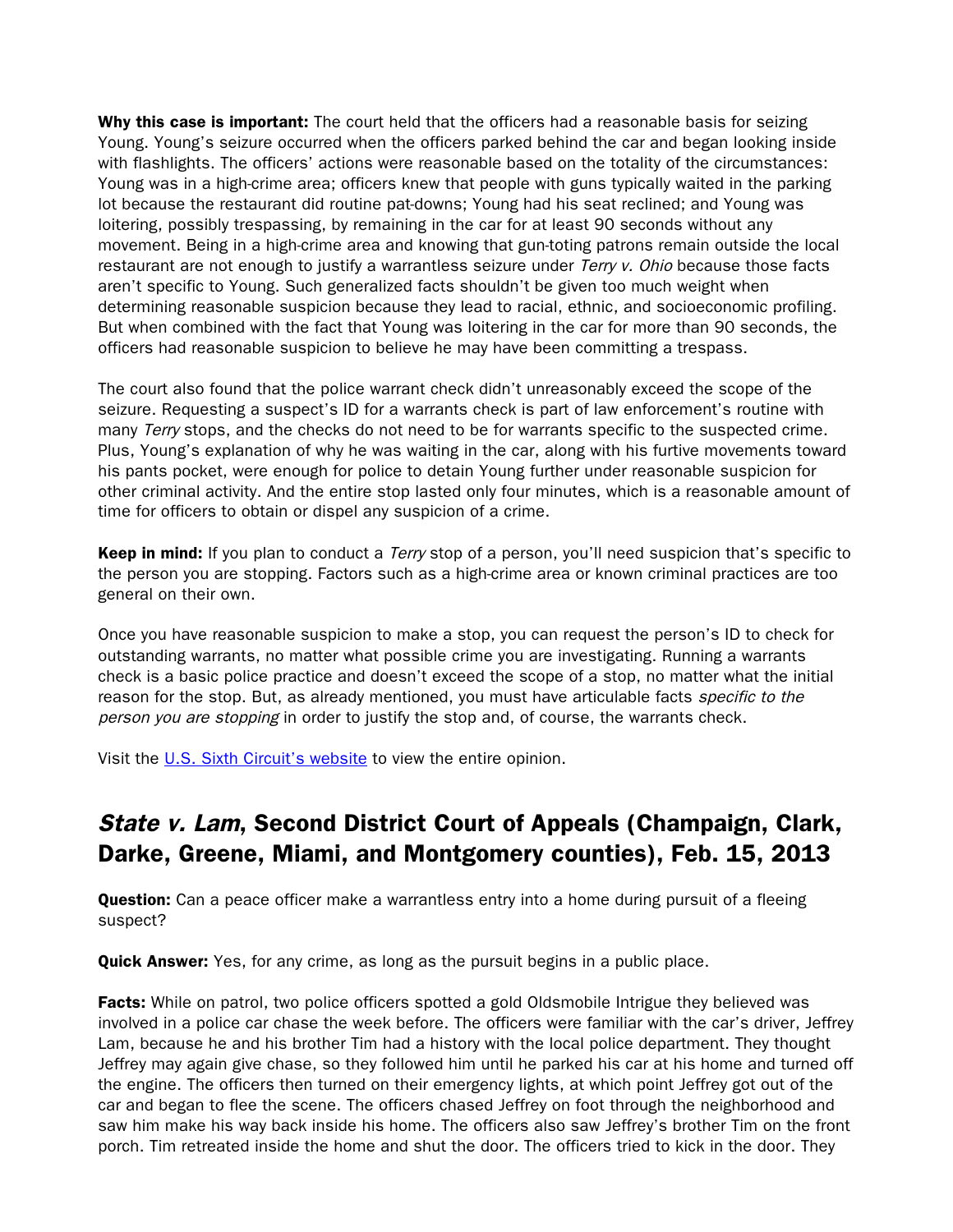**Why this case is important:** The court held that the officers had a reasonable basis for seizing Young. Young's seizure occurred when the officers parked behind the car and began looking inside with flashlights. The officers' actions were reasonable based on the totality of the circumstances: Young was in a high-crime area; officers knew that people with guns typically waited in the parking lot because the restaurant did routine pat-downs; Young had his seat reclined; and Young was loitering, possibly trespassing, by remaining in the car for at least 90 seconds without any movement. Being in a high-crime area and knowing that gun-toting patrons remain outside the local restaurant are not enough to justify a warrantless seizure under *Terry v. Ohio* because those facts aren't specific to Young. Such generalized facts shouldn't be given too much weight when determining reasonable suspicion because they lead to racial, ethnic, and socioeconomic profiling. But when combined with the fact that Young was loitering in the car for more than 90 seconds, the officers had reasonable suspicion to believe he may have been committing a trespass.

The court also found that the police warrant check didn't unreasonably exceed the scope of the seizure. Requesting a suspect's ID for a warrants check is part of law enforcement's routine with many *Terry* stops, and the checks do not need to be for warrants specific to the suspected crime. Plus, Young's explanation of why he was waiting in the car, along with his furtive movements toward his pants pocket, were enough for police to detain Young further under reasonable suspicion for other criminal activity. And the entire stop lasted only four minutes, which is a reasonable amount of time for officers to obtain or dispel any suspicion of a crime.

**Keep in mind:** If you plan to conduct a *Terry* stop of a person, you'll need suspicion that's specific to the person you are stopping. Factors such as a high-crime area or known criminal practices are too general on their own.

Once you have reasonable suspicion to make a stop, you can request the person's ID to check for outstanding warrants, no matter what possible crime you are investigating. Running a warrants check is a basic police practice and doesn't exceed the scope of a stop, no matter what the initial reason for the stop. But, as already mentioned, you must have articulable facts *specific to the person you are stopping* in order to justify the stop and, of course, the warrants check.

Visit the [U.S. Sixth Circuit's website]() to view the entire opinion.

## *State v. Lam*, Second District Court of Appeals (Champaign, Clark, Darke, Greene, Miami, and Montgomery counties), Feb. 15, 2013

**Question:** Can a peace officer make a warrantless entry into a home during pursuit of a fleeing suspect?

**Quick Answer:** Yes, for any crime, as long as the pursuit begins in a public place.

**Facts:** While on patrol, two police officers spotted a gold Oldsmobile Intrigue they believed was involved in a police car chase the week before. The officers were familiar with the car's driver, Jeffrey Lam, because he and his brother Tim had a history with the local police department. They thought Jeffrey may again give chase, so they followed him until he parked his car at his home and turned off the engine. The officers then turned on their emergency lights, at which point Jeffrey got out of the car and began to flee the scene. The officers chased Jeffrey on foot through the neighborhood and saw him make his way back inside his home. The officers also saw Jeffrey's brother Tim on the front porch. Tim retreated inside the home and shut the door. The officers tried to kick in the door. They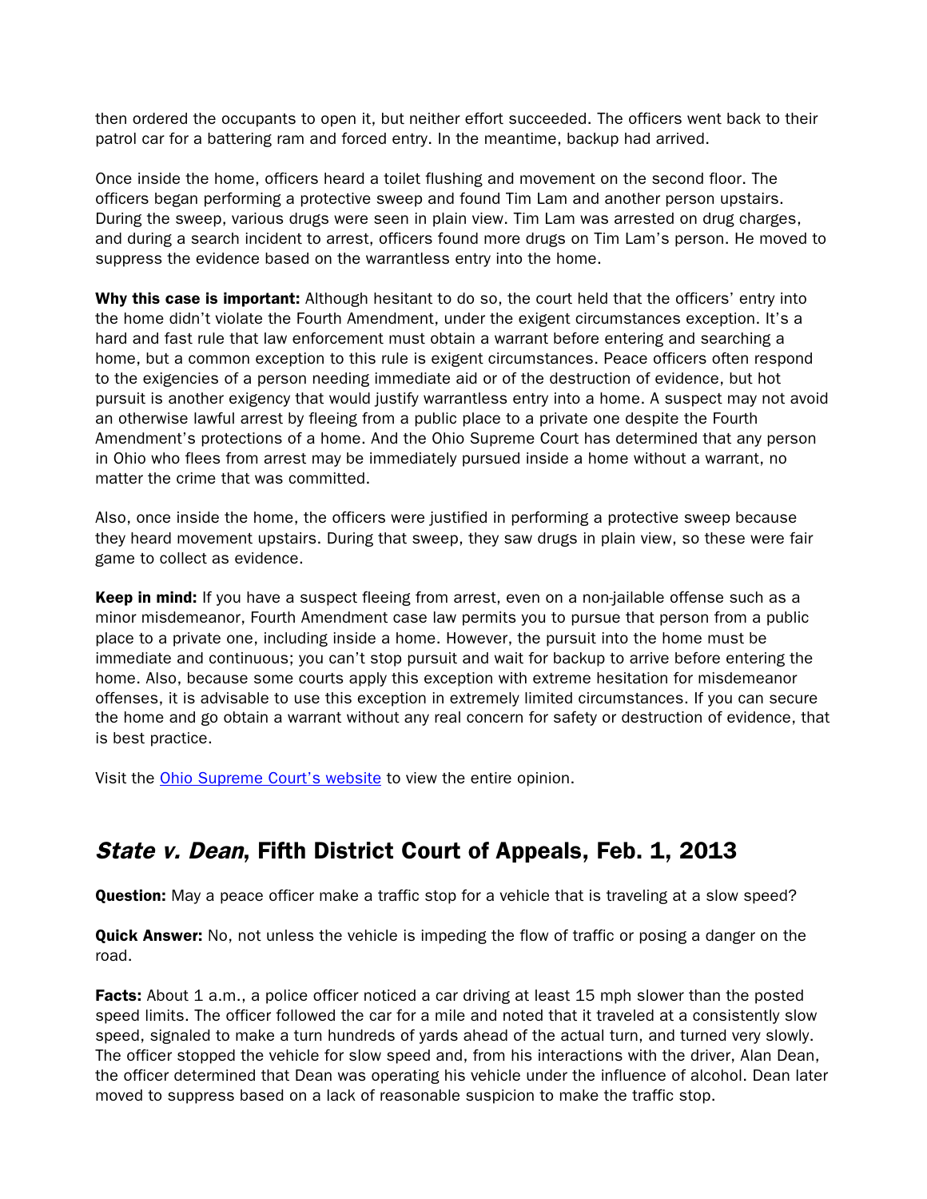then ordered the occupants to open it, but neither effort succeeded. The officers went back to their patrol car for a battering ram and forced entry. In the meantime, backup had arrived.

Once inside the home, officers heard a toilet flushing and movement on the second floor. The officers began performing a protective sweep and found Tim Lam and another person upstairs. During the sweep, various drugs were seen in plain view. Tim Lam was arrested on drug charges, and during a search incident to arrest, officers found more drugs on Tim Lam's person. He moved to suppress the evidence based on the warrantless entry into the home.

**Why this case is important:** Although hesitant to do so, the court held that the officers' entry into the home didn't violate the Fourth Amendment, under the exigent circumstances exception. It's a hard and fast rule that law enforcement must obtain a warrant before entering and searching a home, but a common exception to this rule is exigent circumstances. Peace officers often respond to the exigencies of a person needing immediate aid or of the destruction of evidence, but hot pursuit is another exigency that would justify warrantless entry into a home. A suspect may not avoid an otherwise lawful arrest by fleeing from a public place to a private one despite the Fourth Amendment's protections of a home. And the Ohio Supreme Court has determined that any person in Ohio who flees from arrest may be immediately pursued inside a home without a warrant, no matter the crime that was committed.

Also, once inside the home, the officers were justified in performing a protective sweep because they heard movement upstairs. During that sweep, they saw drugs in plain view, so these were fair game to collect as evidence.

**Keep in mind:** If you have a suspect fleeing from arrest, even on a non-jailable offense such as a minor misdemeanor, Fourth Amendment case law permits you to pursue that person from a public place to a private one, including inside a home. However, the pursuit into the home must be immediate and continuous; you can't stop pursuit and wait for backup to arrive before entering the home. Also, because some courts apply this exception with extreme hesitation for misdemeanor offenses, it is advisable to use this exception in extremely limited circumstances. If you can secure the home and go obtain a warrant without any real concern for safety or destruction of evidence, that is best practice.

Visit the [Ohio Supreme Court's website]() to view the entire opinion.

## *State v. Dean*, Fifth District Court of Appeals, Feb. 1, 2013

**Question:** May a peace officer make a traffic stop for a vehicle that is traveling at a slow speed?

**Quick Answer:** No, not unless the vehicle is impeding the flow of traffic or posing a danger on the road.

**Facts:** About 1 a.m., a police officer noticed a car driving at least 15 mph slower than the posted speed limits. The officer followed the car for a mile and noted that it traveled at a consistently slow speed, signaled to make a turn hundreds of yards ahead of the actual turn, and turned very slowly. The officer stopped the vehicle for slow speed and, from his interactions with the driver, Alan Dean, the officer determined that Dean was operating his vehicle under the influence of alcohol. Dean later moved to suppress based on a lack of reasonable suspicion to make the traffic stop.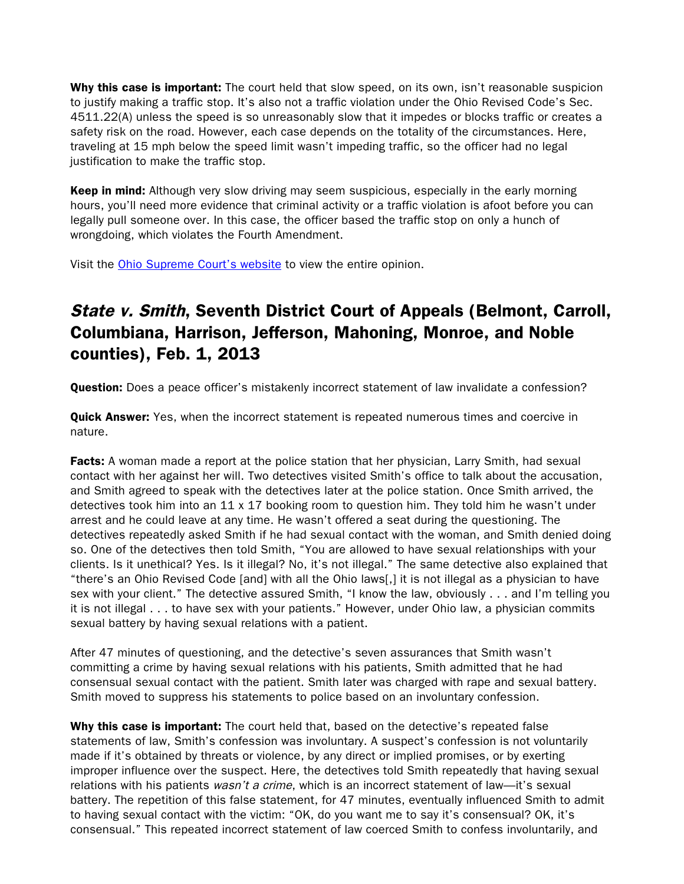**Why this case is important:** The court held that slow speed, on its own, isn't reasonable suspicion to justify making a traffic stop. It's also not a traffic violation under the Ohio Revised Code's Sec. 4511.22(A) unless the speed is so unreasonably slow that it impedes or blocks traffic or creates a safety risk on the road. However, each case depends on the totality of the circumstances. Here, traveling at 15 mph below the speed limit wasn't impeding traffic, so the officer had no legal justification to make the traffic stop.

**Keep in mind:** Although very slow driving may seem suspicious, especially in the early morning hours, you'll need more evidence that criminal activity or a traffic violation is afoot before you can legally pull someone over. In this case, the officer based the traffic stop on only a hunch of wrongdoing, which violates the Fourth Amendment.

Visit the [Ohio Supreme Court's website]() to view the entire opinion.

## *State v. Smith*, Seventh District Court of Appeals (Belmont, Carroll, Columbiana, Harrison, Jefferson, Mahoning, Monroe, and Noble counties), Feb. 1, 2013

**Question:** Does a peace officer's mistakenly incorrect statement of law invalidate a confession?

**Quick Answer:** Yes, when the incorrect statement is repeated numerous times and coercive in nature.

**Facts:** A woman made a report at the police station that her physician, Larry Smith, had sexual contact with her against her will. Two detectives visited Smith's office to talk about the accusation, and Smith agreed to speak with the detectives later at the police station. Once Smith arrived, the detectives took him into an 11 x 17 booking room to question him. They told him he wasn't under arrest and he could leave at any time. He wasn't offered a seat during the questioning. The detectives repeatedly asked Smith if he had sexual contact with the woman, and Smith denied doing so. One of the detectives then told Smith, "You are allowed to have sexual relationships with your clients. Is it unethical? Yes. Is it illegal? No, it's not illegal." The same detective also explained that "there's an Ohio Revised Code [and] with all the Ohio laws[,] it is not illegal as a physician to have sex with your client." The detective assured Smith, "I know the law, obviously . . . and I'm telling you it is not illegal . . . to have sex with your patients." However, under Ohio law, a physician commits sexual battery by having sexual relations with a patient.

After 47 minutes of questioning, and the detective's seven assurances that Smith wasn't committing a crime by having sexual relations with his patients, Smith admitted that he had consensual sexual contact with the patient. Smith later was charged with rape and sexual battery. Smith moved to suppress his statements to police based on an involuntary confession.

**Why this case is important:** The court held that, based on the detective's repeated false statements of law, Smith's confession was involuntary. A suspect's confession is not voluntarily made if it's obtained by threats or violence, by any direct or implied promises, or by exerting improper influence over the suspect. Here, the detectives told Smith repeatedly that having sexual relations with his patients *wasn't a crime*, which is an incorrect statement of law—it's sexual battery. The repetition of this false statement, for 47 minutes, eventually influenced Smith to admit to having sexual contact with the victim: "OK, do you want me to say it's consensual? OK, it's consensual." This repeated incorrect statement of law coerced Smith to confess involuntarily, and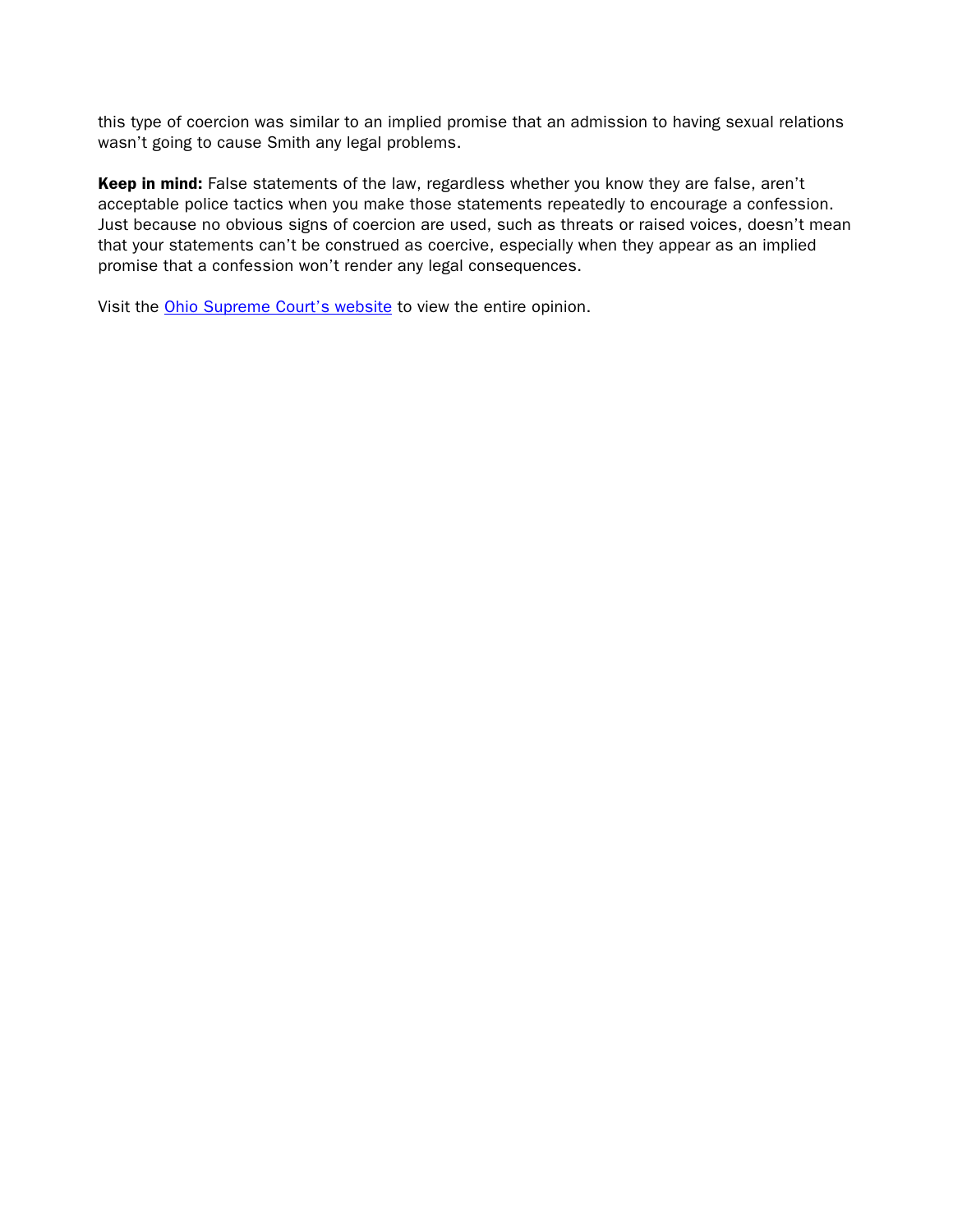this type of coercion was similar to an implied promise that an admission to having sexual relations wasn't going to cause Smith any legal problems.

**Keep in mind:** False statements of the law, regardless whether you know they are false, aren't acceptable police tactics when you make those statements repeatedly to encourage a confession. Just because no obvious signs of coercion are used, such as threats or raised voices, doesn't mean that your statements can't be construed as coercive, especially when they appear as an implied promise that a confession won't render any legal consequences.

Visit the Ohio Supreme Court's website to view the entire opinion.